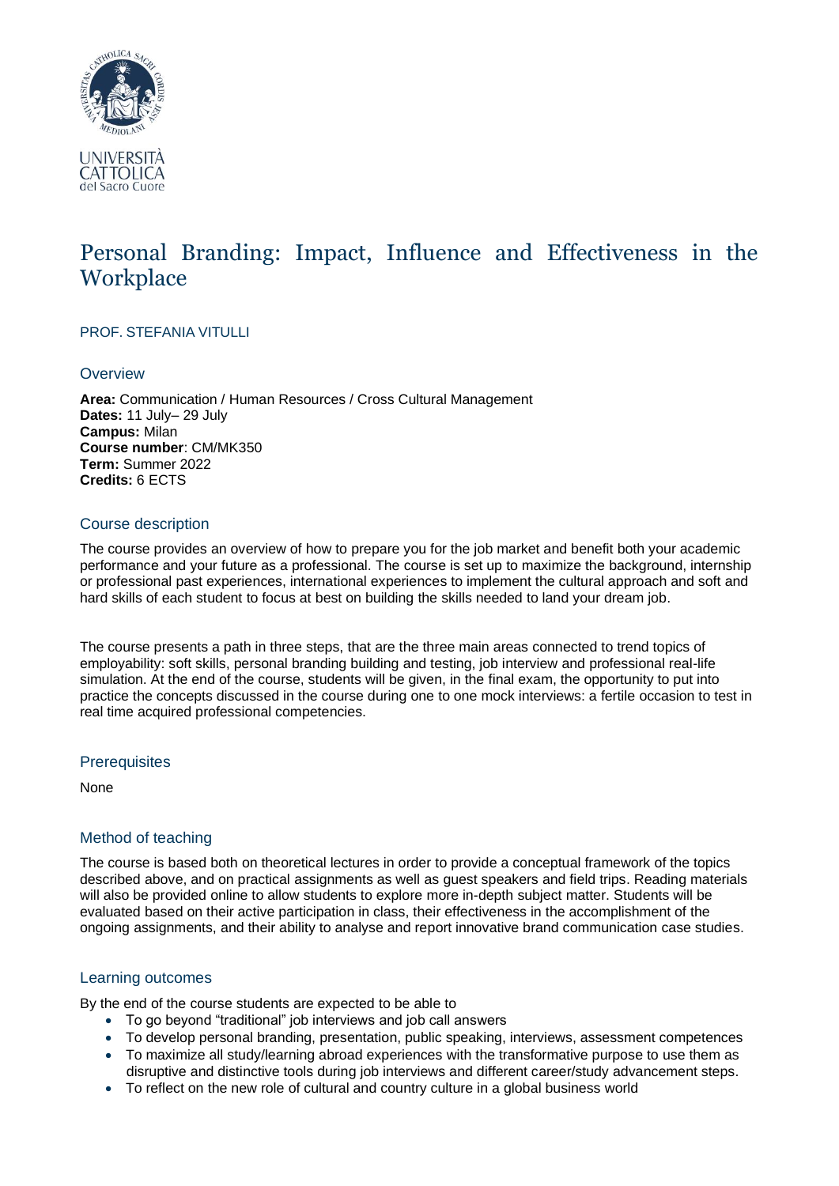UNIVERSITÀ CATTOLICA del Sacro Cuore

# Personal Branding: Impact, Influence and Effectiveness in the Workplace

PROF. STEFANIA VITULLI

## Overview

**Area:** Communication / Human Resources / Cross Cultural Management
**Dates:** 11 July– 29 July
**Campus:** Milan
**Course number**: CM/MK350
**Term:** Summer 2022
**Credits:** 6 ECTS

## Course description

The course provides an overview of how to prepare you for the job market and benefit both your academic performance and your future as a professional. The course is set up to maximize the background, internship or professional past experiences, international experiences to implement the cultural approach and soft and hard skills of each student to focus at best on building the skills needed to land your dream job.

The course presents a path in three steps, that are the three main areas connected to trend topics of employability: soft skills, personal branding building and testing, job interview and professional real-life simulation. At the end of the course, students will be given, in the final exam, the opportunity to put into practice the concepts discussed in the course during one to one mock interviews: a fertile occasion to test in real time acquired professional competencies.

## Prerequisites

None

## Method of teaching

The course is based both on theoretical lectures in order to provide a conceptual framework of the topics described above, and on practical assignments as well as guest speakers and field trips. Reading materials will also be provided online to allow students to explore more in-depth subject matter. Students will be evaluated based on their active participation in class, their effectiveness in the accomplishment of the ongoing assignments, and their ability to analyse and report innovative brand communication case studies.

## Learning outcomes

By the end of the course students are expected to be able to

- To go beyond "traditional" job interviews and job call answers
- To develop personal branding, presentation, public speaking, interviews, assessment competences
- To maximize all study/learning abroad experiences with the transformative purpose to use them as disruptive and distinctive tools during job interviews and different career/study advancement steps.
- To reflect on the new role of cultural and country culture in a global business world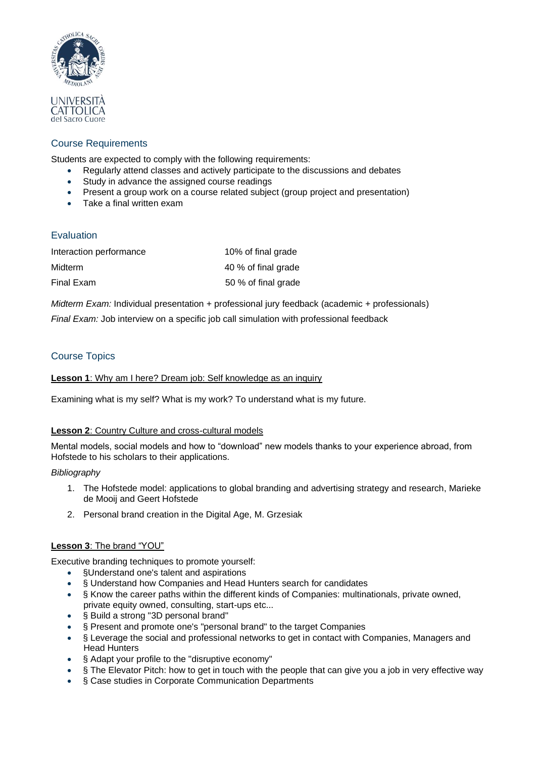## Course Requirements

Students are expected to comply with the following requirements:

- Regularly attend classes and actively participate to the discussions and debates
- Study in advance the assigned course readings
- Present a group work on a course related subject (group project and presentation)
- Take a final written exam

## Evaluation

| | |
|---|---|
| Interaction performance | 10% of final grade |
| Midterm | 40 % of final grade |
| Final Exam | 50 % of final grade |

*Midterm Exam:* Individual presentation + professional jury feedback (academic + professionals)

*Final Exam:* Job interview on a specific job call simulation with professional feedback

## Course Topics

**Lesson 1**: Why am I here? Dream job: Self knowledge as an inquiry

Examining what is my self? What is my work? To understand what is my future.

**Lesson 2**: Country Culture and cross-cultural models

Mental models, social models and how to "download" new models thanks to your experience abroad, from Hofstede to his scholars to their applications.

*Bibliography*

1. The Hofstede model: applications to global branding and advertising strategy and research, Marieke de Mooij and Geert Hofstede
2. Personal brand creation in the Digital Age, M. Grzesiak

**Lesson 3**: The brand "YOU"

Executive branding techniques to promote yourself:

- §Understand one's talent and aspirations
- § Understand how Companies and Head Hunters search for candidates
- § Know the career paths within the different kinds of Companies: multinationals, private owned, private equity owned, consulting, start-ups etc...
- § Build a strong "3D personal brand"
- § Present and promote one's "personal brand" to the target Companies
- § Leverage the social and professional networks to get in contact with Companies, Managers and Head Hunters
- § Adapt your profile to the "disruptive economy"
- § The Elevator Pitch: how to get in touch with the people that can give you a job in very effective way
- § Case studies in Corporate Communication Departments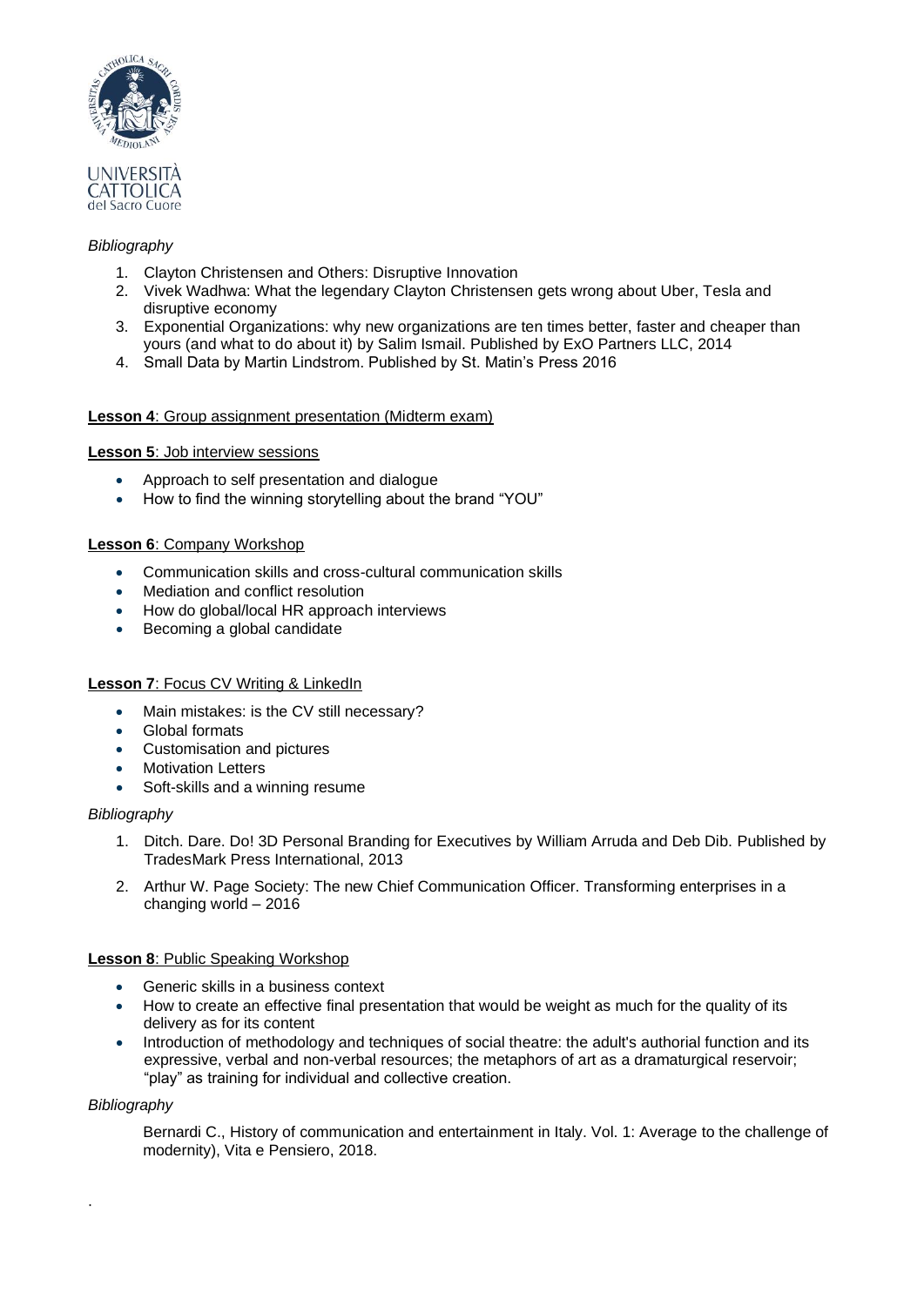*Bibliography*

1. Clayton Christensen and Others: Disruptive Innovation
2. Vivek Wadhwa: What the legendary Clayton Christensen gets wrong about Uber, Tesla and disruptive economy
3. Exponential Organizations: why new organizations are ten times better, faster and cheaper than yours (and what to do about it) by Salim Ismail. Published by ExO Partners LLC, 2014
4. Small Data by Martin Lindstrom. Published by St. Matin's Press 2016

**Lesson 4**: Group assignment presentation (Midterm exam)

**Lesson 5**: Job interview sessions

- Approach to self presentation and dialogue
- How to find the winning storytelling about the brand "YOU"

**Lesson 6**: Company Workshop

- Communication skills and cross-cultural communication skills
- Mediation and conflict resolution
- How do global/local HR approach interviews
- Becoming a global candidate

**Lesson 7**: Focus CV Writing & LinkedIn

- Main mistakes: is the CV still necessary?
- Global formats
- Customisation and pictures
- Motivation Letters
- Soft-skills and a winning resume

*Bibliography*

1. Ditch. Dare. Do! 3D Personal Branding for Executives by William Arruda and Deb Dib. Published by TradesMark Press International, 2013
2. Arthur W. Page Society: The new Chief Communication Officer. Transforming enterprises in a changing world – 2016

**Lesson 8**: Public Speaking Workshop

- Generic skills in a business context
- How to create an effective final presentation that would be weight as much for the quality of its delivery as for its content
- Introduction of methodology and techniques of social theatre: the adult's authorial function and its expressive, verbal and non-verbal resources; the metaphors of art as a dramaturgical reservoir; "play" as training for individual and collective creation.

*Bibliography*

Bernardi C., History of communication and entertainment in Italy. Vol. 1: Average to the challenge of modernity), Vita e Pensiero, 2018.

.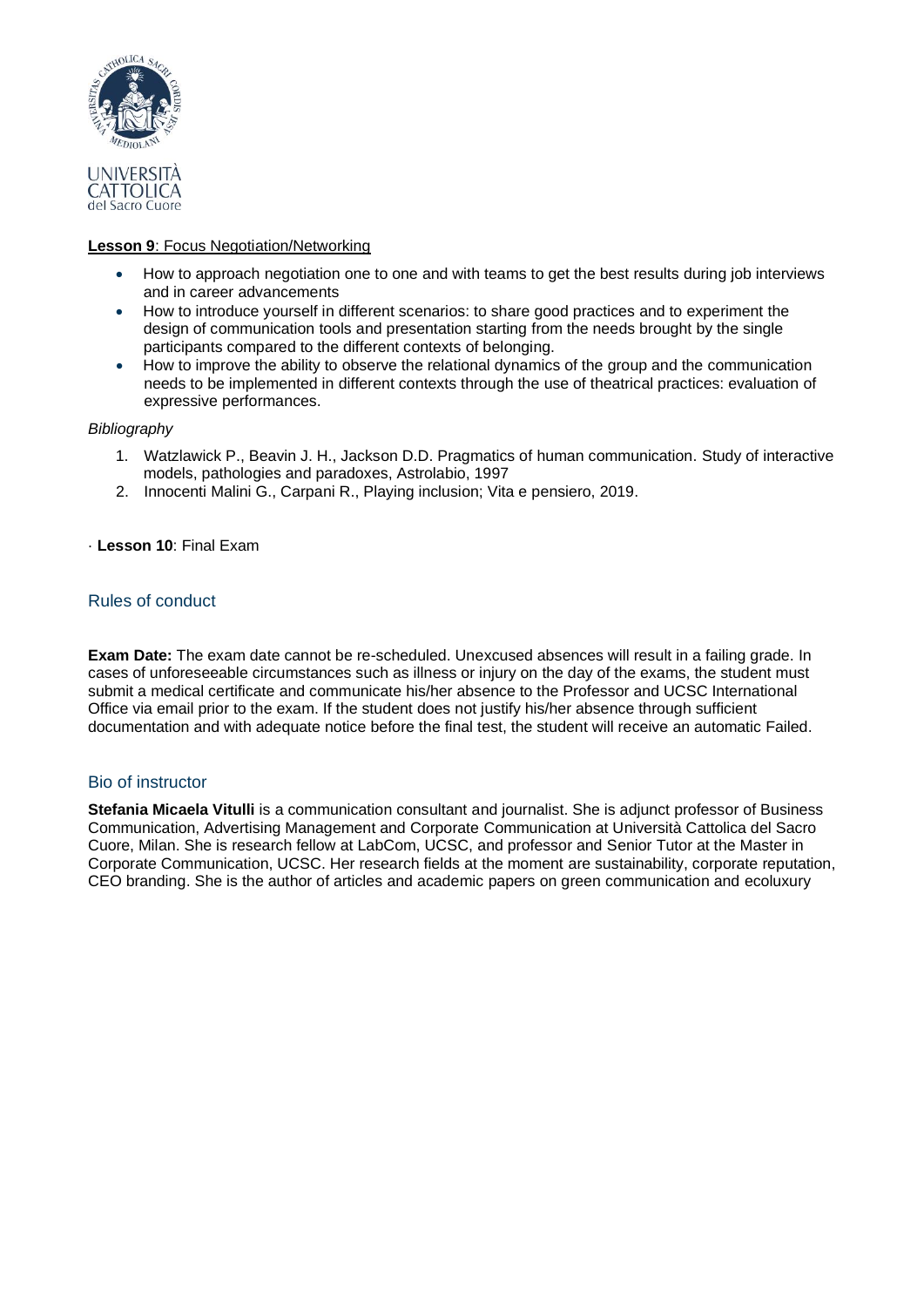**Lesson 9**: Focus Negotiation/Networking

- How to approach negotiation one to one and with teams to get the best results during job interviews and in career advancements
- How to introduce yourself in different scenarios: to share good practices and to experiment the design of communication tools and presentation starting from the needs brought by the single participants compared to the different contexts of belonging.
- How to improve the ability to observe the relational dynamics of the group and the communication needs to be implemented in different contexts through the use of theatrical practices: evaluation of expressive performances.

*Bibliography*

1. Watzlawick P., Beavin J. H., Jackson D.D. Pragmatics of human communication. Study of interactive models, pathologies and paradoxes, Astrolabio, 1997
2. Innocenti Malini G., Carpani R., Playing inclusion; Vita e pensiero, 2019.

· **Lesson 10**: Final Exam

## Rules of conduct

**Exam Date:** The exam date cannot be re-scheduled. Unexcused absences will result in a failing grade. In cases of unforeseeable circumstances such as illness or injury on the day of the exams, the student must submit a medical certificate and communicate his/her absence to the Professor and UCSC International Office via email prior to the exam. If the student does not justify his/her absence through sufficient documentation and with adequate notice before the final test, the student will receive an automatic Failed.

## Bio of instructor

**Stefania Micaela Vitulli** is a communication consultant and journalist. She is adjunct professor of Business Communication, Advertising Management and Corporate Communication at Università Cattolica del Sacro Cuore, Milan. She is research fellow at LabCom, UCSC, and professor and Senior Tutor at the Master in Corporate Communication, UCSC. Her research fields at the moment are sustainability, corporate reputation, CEO branding. She is the author of articles and academic papers on green communication and ecoluxury